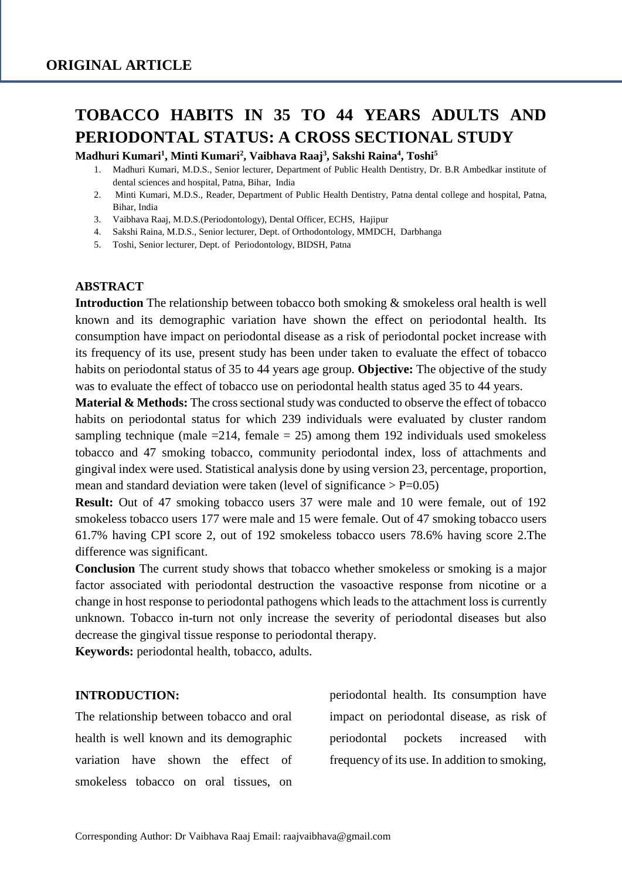**ORIGINAL ARTICLE**

# TOBACCO HABITS IN 35 TO 44 YEARS ADULTS AND PERIODONTAL STATUS: A CROSS SECTIONAL STUDY

**Madhuri Kumari[1], Minti Kumari[2], Vaibhava Raaj[3], Sakshi Raina[4], Toshi[5]**

1. Madhuri Kumari, M.D.S., Senior lecturer, Department of Public Health Dentistry, Dr. B.R Ambedkar institute of dental sciences and hospital, Patna, Bihar, India
2. Minti Kumari, M.D.S., Reader, Department of Public Health Dentistry, Patna dental college and hospital, Patna, Bihar, India
3. Vaibhava Raaj, M.D.S.(Periodontology), Dental Officer, ECHS, Hajipur
4. Sakshi Raina, M.D.S., Senior lecturer, Dept. of Orthodontology, MMDCH, Darbhanga
5. Toshi, Senior lecturer, Dept. of Periodontology, BIDSH, Patna

## ABSTRACT

**Introduction** The relationship between tobacco both smoking & smokeless oral health is well known and its demographic variation have shown the effect on periodontal health. Its consumption have impact on periodontal disease as a risk of periodontal pocket increase with its frequency of its use, present study has been under taken to evaluate the effect of tobacco habits on periodontal status of 35 to 44 years age group. **Objective:** The objective of the study was to evaluate the effect of tobacco use on periodontal health status aged 35 to 44 years.

**Material & Methods:** The cross sectional study was conducted to observe the effect of tobacco habits on periodontal status for which 239 individuals were evaluated by cluster random sampling technique (male =214, female = 25) among them 192 individuals used smokeless tobacco and 47 smoking tobacco, community periodontal index, loss of attachments and gingival index were used. Statistical analysis done by using version 23, percentage, proportion, mean and standard deviation were taken (level of significance > P=0.05)

**Result:** Out of 47 smoking tobacco users 37 were male and 10 were female, out of 192 smokeless tobacco users 177 were male and 15 were female. Out of 47 smoking tobacco users 61.7% having CPI score 2, out of 192 smokeless tobacco users 78.6% having score 2.The difference was significant.

**Conclusion** The current study shows that tobacco whether smokeless or smoking is a major factor associated with periodontal destruction the vasoactive response from nicotine or a change in host response to periodontal pathogens which leads to the attachment loss is currently unknown. Tobacco in-turn not only increase the severity of periodontal diseases but also decrease the gingival tissue response to periodontal therapy.

**Keywords:** periodontal health, tobacco, adults.

## INTRODUCTION:

The relationship between tobacco and oral health is well known and its demographic variation have shown the effect of smokeless tobacco on oral tissues, on periodontal health. Its consumption have impact on periodontal disease, as risk of periodontal pockets increased with frequency of its use. In addition to smoking,

Corresponding Author: Dr Vaibhava Raaj Email: raajvaibhava@gmail.com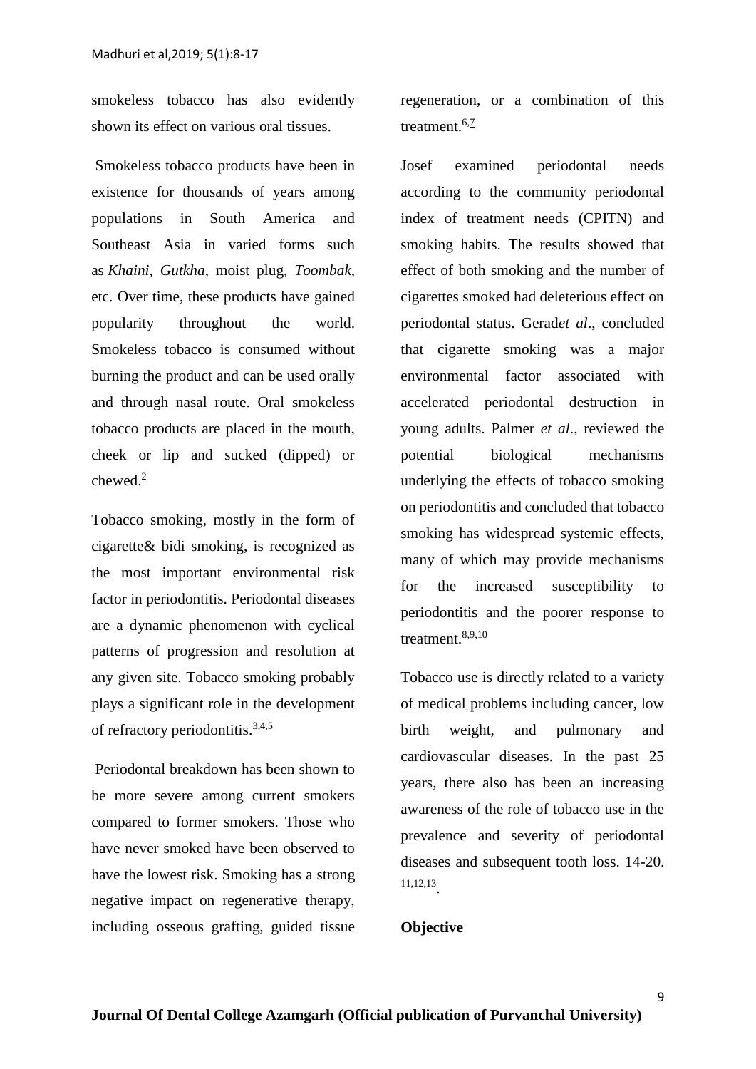smokeless tobacco has also evidently shown its effect on various oral tissues.

Smokeless tobacco products have been in existence for thousands of years among populations in South America and Southeast Asia in varied forms such as *Khaini, Gutkha*, moist plug, *Toombak*, etc. Over time, these products have gained popularity throughout the world. Smokeless tobacco is consumed without burning the product and can be used orally and through nasal route. Oral smokeless tobacco products are placed in the mouth, cheek or lip and sucked (dipped) or chewed.[2]

Tobacco smoking, mostly in the form of cigarette& bidi smoking, is recognized as the most important environmental risk factor in periodontitis. Periodontal diseases are a dynamic phenomenon with cyclical patterns of progression and resolution at any given site. Tobacco smoking probably plays a significant role in the development of refractory periodontitis.[3,4,5]

Periodontal breakdown has been shown to be more severe among current smokers compared to former smokers. Those who have never smoked have been observed to have the lowest risk. Smoking has a strong negative impact on regenerative therapy, including osseous grafting, guided tissue regeneration, or a combination of this treatment.[6,7]

Josef examined periodontal needs according to the community periodontal index of treatment needs (CPITN) and smoking habits. The results showed that effect of both smoking and the number of cigarettes smoked had deleterious effect on periodontal status. Gerad*et al*., concluded that cigarette smoking was a major environmental factor associated with accelerated periodontal destruction in young adults. Palmer *et al*., reviewed the potential biological mechanisms underlying the effects of tobacco smoking on periodontitis and concluded that tobacco smoking has widespread systemic effects, many of which may provide mechanisms for the increased susceptibility to periodontitis and the poorer response to treatment.[8,9,10]

Tobacco use is directly related to a variety of medical problems including cancer, low birth weight, and pulmonary and cardiovascular diseases. In the past 25 years, there also has been an increasing awareness of the role of tobacco use in the prevalence and severity of periodontal diseases and subsequent tooth loss. 14-20. [11,12,13].

**Objective**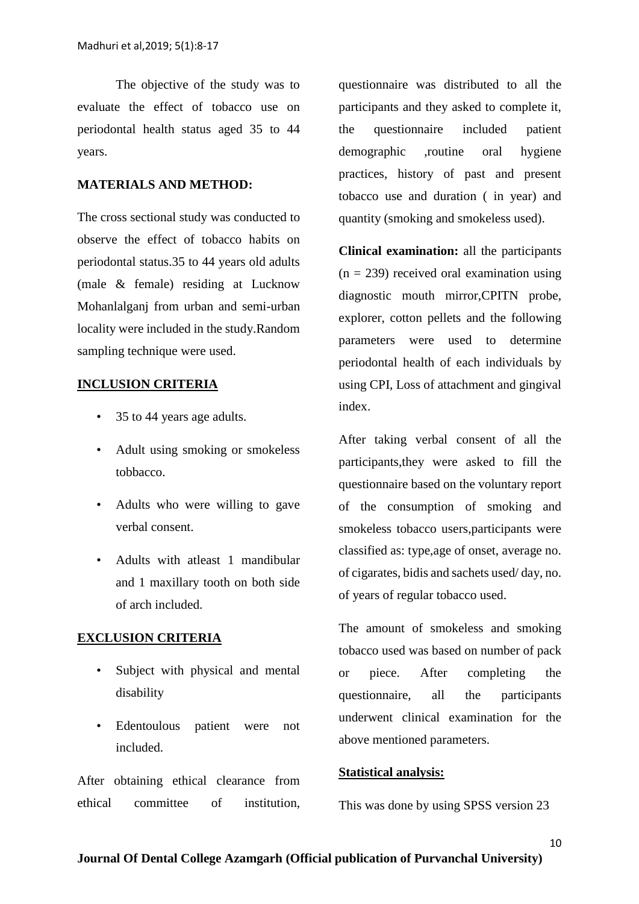The objective of the study was to evaluate the effect of tobacco use on periodontal health status aged 35 to 44 years.

**MATERIALS AND METHOD:**

The cross sectional study was conducted to observe the effect of tobacco habits on periodontal status.35 to 44 years old adults (male & female) residing at Lucknow Mohanlalganj from urban and semi-urban locality were included in the study.Random sampling technique were used.

**INCLUSION CRITERIA**

- 35 to 44 years age adults.
- Adult using smoking or smokeless tobbacco.
- Adults who were willing to gave verbal consent.
- Adults with atleast 1 mandibular and 1 maxillary tooth on both side of arch included.

**EXCLUSION CRITERIA**

- Subject with physical and mental disability
- Edentoulous patient were not included.

After obtaining ethical clearance from ethical committee of institution, questionnaire was distributed to all the participants and they asked to complete it, the questionnaire included patient demographic ,routine oral hygiene practices, history of past and present tobacco use and duration ( in year) and quantity (smoking and smokeless used).

**Clinical examination:** all the participants (n = 239) received oral examination using diagnostic mouth mirror,CPITN probe, explorer, cotton pellets and the following parameters were used to determine periodontal health of each individuals by using CPI, Loss of attachment and gingival index.

After taking verbal consent of all the participants,they were asked to fill the questionnaire based on the voluntary report of the consumption of smoking and smokeless tobacco users,participants were classified as: type,age of onset, average no. of cigarates, bidis and sachets used/ day, no. of years of regular tobacco used.

The amount of smokeless and smoking tobacco used was based on number of pack or piece. After completing the questionnaire, all the participants underwent clinical examination for the above mentioned parameters.

**Statistical analysis:**

This was done by using SPSS version 23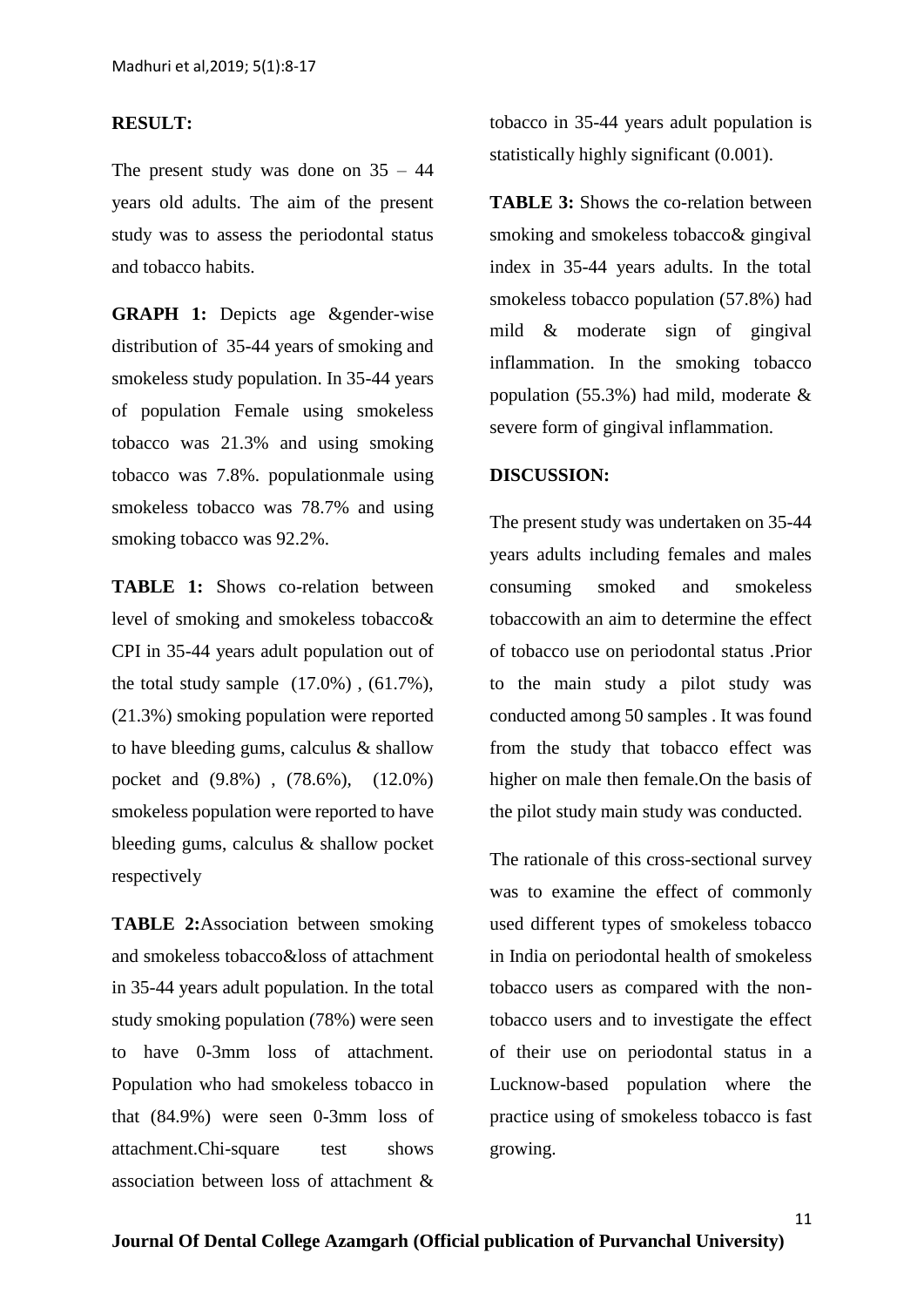**RESULT:**

The present study was done on 35 – 44 years old adults. The aim of the present study was to assess the periodontal status and tobacco habits.

**GRAPH 1:** Depicts age &gender-wise distribution of 35-44 years of smoking and smokeless study population. In 35-44 years of population Female using smokeless tobacco was 21.3% and using smoking tobacco was 7.8%. populationmale using smokeless tobacco was 78.7% and using smoking tobacco was 92.2%.

**TABLE 1:** Shows co-relation between level of smoking and smokeless tobacco& CPI in 35-44 years adult population out of the total study sample (17.0%) , (61.7%), (21.3%) smoking population were reported to have bleeding gums, calculus & shallow pocket and (9.8%) , (78.6%), (12.0%) smokeless population were reported to have bleeding gums, calculus & shallow pocket respectively

**TABLE 2:**Association between smoking and smokeless tobacco&loss of attachment in 35-44 years adult population. In the total study smoking population (78%) were seen to have 0-3mm loss of attachment. Population who had smokeless tobacco in that (84.9%) were seen 0-3mm loss of attachment.Chi-square test shows association between loss of attachment & tobacco in 35-44 years adult population is statistically highly significant (0.001).

**TABLE 3:** Shows the co-relation between smoking and smokeless tobacco& gingival index in 35-44 years adults. In the total smokeless tobacco population (57.8%) had mild & moderate sign of gingival inflammation. In the smoking tobacco population (55.3%) had mild, moderate & severe form of gingival inflammation.

**DISCUSSION:**

The present study was undertaken on 35-44 years adults including females and males consuming smoked and smokeless tobaccowith an aim to determine the effect of tobacco use on periodontal status .Prior to the main study a pilot study was conducted among 50 samples . It was found from the study that tobacco effect was higher on male then female.On the basis of the pilot study main study was conducted.

The rationale of this cross-sectional survey was to examine the effect of commonly used different types of smokeless tobacco in India on periodontal health of smokeless tobacco users as compared with the non-tobacco users and to investigate the effect of their use on periodontal status in a Lucknow-based population where the practice using of smokeless tobacco is fast growing.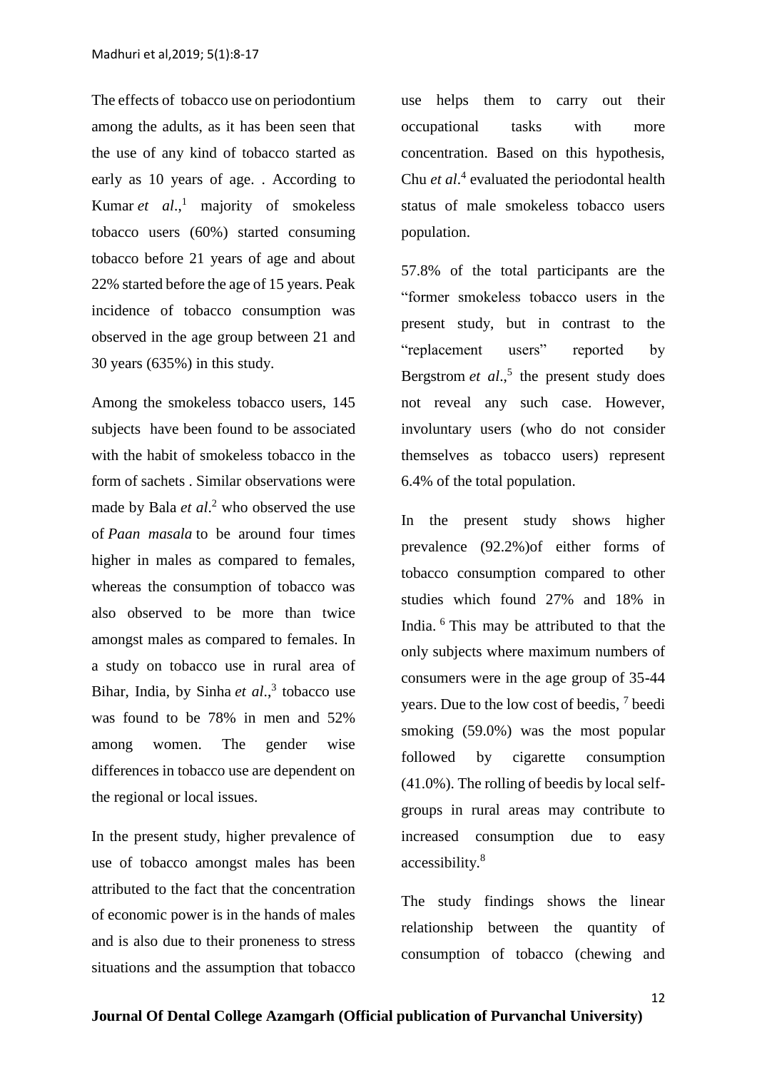The effects of tobacco use on periodontium among the adults, as it has been seen that the use of any kind of tobacco started as early as 10 years of age. . According to Kumar *et al*.,[1] majority of smokeless tobacco users (60%) started consuming tobacco before 21 years of age and about 22% started before the age of 15 years. Peak incidence of tobacco consumption was observed in the age group between 21 and 30 years (635%) in this study.

Among the smokeless tobacco users, 145 subjects have been found to be associated with the habit of smokeless tobacco in the form of sachets . Similar observations were made by Bala *et al*.[2] who observed the use of *Paan masala* to be around four times higher in males as compared to females, whereas the consumption of tobacco was also observed to be more than twice amongst males as compared to females. In a study on tobacco use in rural area of Bihar, India, by Sinha *et al*.,[3] tobacco use was found to be 78% in men and 52% among women. The gender wise differences in tobacco use are dependent on the regional or local issues.

In the present study, higher prevalence of use of tobacco amongst males has been attributed to the fact that the concentration of economic power is in the hands of males and is also due to their proneness to stress situations and the assumption that tobacco use helps them to carry out their occupational tasks with more concentration. Based on this hypothesis, Chu *et al*.[4] evaluated the periodontal health status of male smokeless tobacco users population.

57.8% of the total participants are the "former smokeless tobacco users in the present study, but in contrast to the "replacement users" reported by Bergstrom *et al*.,[5] the present study does not reveal any such case. However, involuntary users (who do not consider themselves as tobacco users) represent 6.4% of the total population.

In the present study shows higher prevalence (92.2%)of either forms of tobacco consumption compared to other studies which found 27% and 18% in India. [6] This may be attributed to that the only subjects where maximum numbers of consumers were in the age group of 35-44 years. Due to the low cost of beedis, [7] beedi smoking (59.0%) was the most popular followed by cigarette consumption (41.0%). The rolling of beedis by local self-groups in rural areas may contribute to increased consumption due to easy accessibility.[8]

The study findings shows the linear relationship between the quantity of consumption of tobacco (chewing and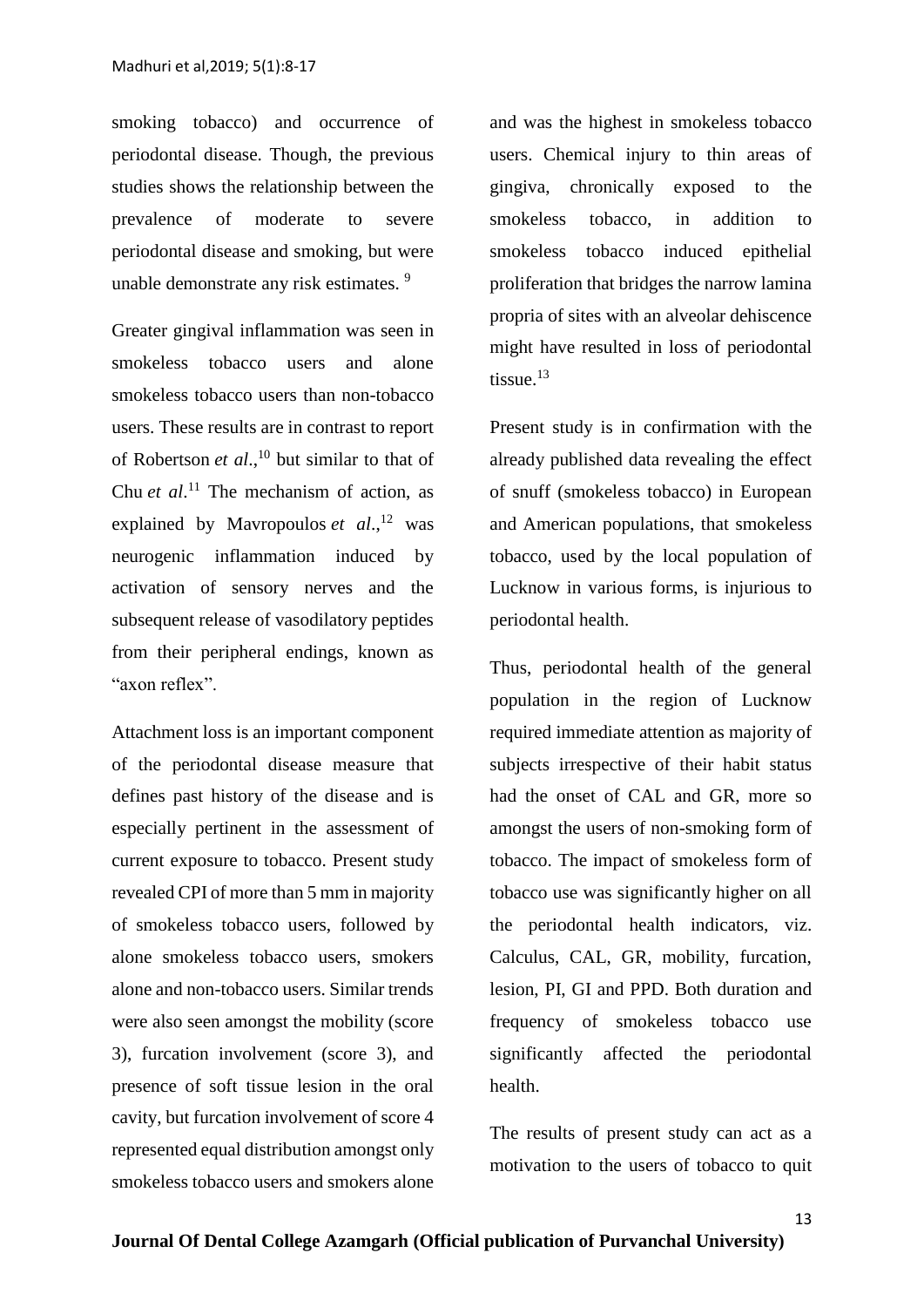smoking tobacco) and occurrence of periodontal disease. Though, the previous studies shows the relationship between the prevalence of moderate to severe periodontal disease and smoking, but were unable demonstrate any risk estimates. [9]

Greater gingival inflammation was seen in smokeless tobacco users and alone smokeless tobacco users than non-tobacco users. These results are in contrast to report of Robertson *et al*.,[10] but similar to that of Chu *et al*.[11] The mechanism of action, as explained by Mavropoulos *et al*.,[12] was neurogenic inflammation induced by activation of sensory nerves and the subsequent release of vasodilatory peptides from their peripheral endings, known as "axon reflex".

Attachment loss is an important component of the periodontal disease measure that defines past history of the disease and is especially pertinent in the assessment of current exposure to tobacco. Present study revealed CPI of more than 5 mm in majority of smokeless tobacco users, followed by alone smokeless tobacco users, smokers alone and non-tobacco users. Similar trends were also seen amongst the mobility (score 3), furcation involvement (score 3), and presence of soft tissue lesion in the oral cavity, but furcation involvement of score 4 represented equal distribution amongst only smokeless tobacco users and smokers alone and was the highest in smokeless tobacco users. Chemical injury to thin areas of gingiva, chronically exposed to the smokeless tobacco, in addition to smokeless tobacco induced epithelial proliferation that bridges the narrow lamina propria of sites with an alveolar dehiscence might have resulted in loss of periodontal tissue.[13]

Present study is in confirmation with the already published data revealing the effect of snuff (smokeless tobacco) in European and American populations, that smokeless tobacco, used by the local population of Lucknow in various forms, is injurious to periodontal health.

Thus, periodontal health of the general population in the region of Lucknow required immediate attention as majority of subjects irrespective of their habit status had the onset of CAL and GR, more so amongst the users of non-smoking form of tobacco. The impact of smokeless form of tobacco use was significantly higher on all the periodontal health indicators, viz. Calculus, CAL, GR, mobility, furcation, lesion, PI, GI and PPD. Both duration and frequency of smokeless tobacco use significantly affected the periodontal health.

The results of present study can act as a motivation to the users of tobacco to quit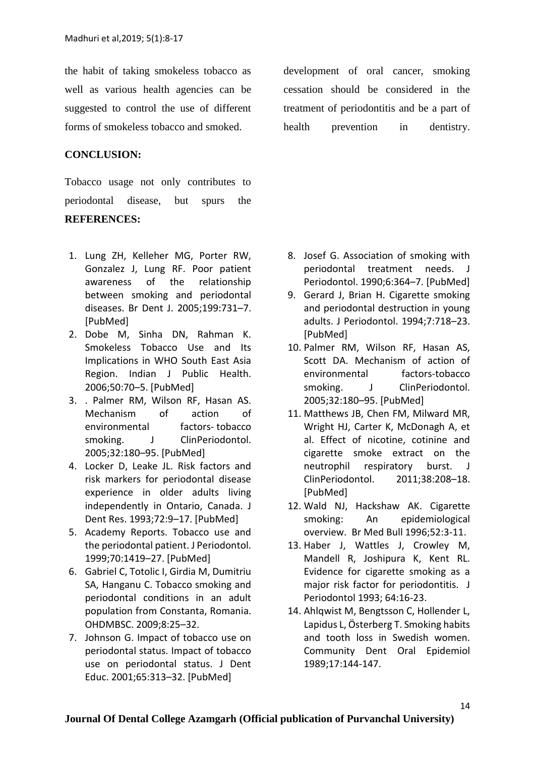the habit of taking smokeless tobacco as well as various health agencies can be suggested to control the use of different forms of smokeless tobacco and smoked.

**CONCLUSION:**

Tobacco usage not only contributes to periodontal disease, but spurs the development of oral cancer, smoking cessation should be considered in the treatment of periodontitis and be a part of health prevention in dentistry.

**REFERENCES:**

1. Lung ZH, Kelleher MG, Porter RW, Gonzalez J, Lung RF. Poor patient awareness of the relationship between smoking and periodontal diseases. Br Dent J. 2005;199:731–7. [PubMed]
2. Dobe M, Sinha DN, Rahman K. Smokeless Tobacco Use and Its Implications in WHO South East Asia Region. Indian J Public Health. 2006;50:70–5. [PubMed]
3. . Palmer RM, Wilson RF, Hasan AS. Mechanism of action of environmental factors- tobacco smoking. J ClinPeriodontol. 2005;32:180–95. [PubMed]
4. Locker D, Leake JL. Risk factors and risk markers for periodontal disease experience in older adults living independently in Ontario, Canada. J Dent Res. 1993;72:9–17. [PubMed]
5. Academy Reports. Tobacco use and the periodontal patient. J Periodontol. 1999;70:1419–27. [PubMed]
6. Gabriel C, Totolic I, Girdia M, Dumitriu SA, Hanganu C. Tobacco smoking and periodontal conditions in an adult population from Constanta, Romania. OHDMBSC. 2009;8:25–32.
7. Johnson G. Impact of tobacco use on periodontal status. Impact of tobacco use on periodontal status. J Dent Educ. 2001;65:313–32. [PubMed]
8. Josef G. Association of smoking with periodontal treatment needs. J Periodontol. 1990;6:364–7. [PubMed]
9. Gerard J, Brian H. Cigarette smoking and periodontal destruction in young adults. J Periodontol. 1994;7:718–23. [PubMed]
10. Palmer RM, Wilson RF, Hasan AS, Scott DA. Mechanism of action of environmental factors-tobacco smoking. J ClinPeriodontol. 2005;32:180–95. [PubMed]
11. Matthews JB, Chen FM, Milward MR, Wright HJ, Carter K, McDonagh A, et al. Effect of nicotine, cotinine and cigarette smoke extract on the neutrophil respiratory burst. J ClinPeriodontol. 2011;38:208–18. [PubMed]
12. Wald NJ, Hackshaw AK. Cigarette smoking: An epidemiological overview. Br Med Bull 1996;52:3-11.
13. Haber J, Wattles J, Crowley M, Mandell R, Joshipura K, Kent RL. Evidence for cigarette smoking as a major risk factor for periodontitis. J Periodontol 1993; 64:16-23.
14. Ahlqwist M, Bengtsson C, Hollender L, Lapidus L, Österberg T. Smoking habits and tooth loss in Swedish women. Community Dent Oral Epidemiol 1989;17:144-147.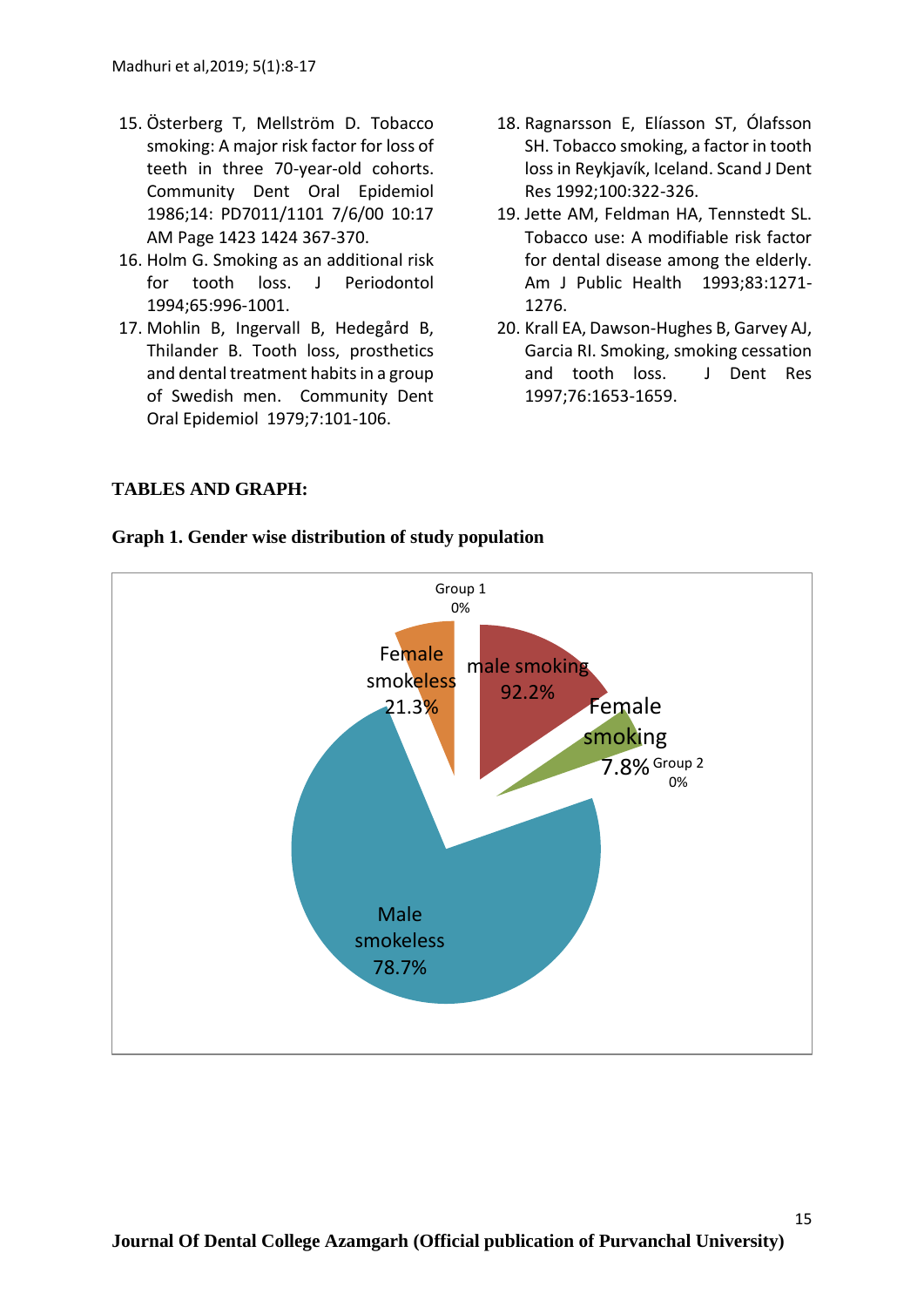15. Österberg T, Mellström D. Tobacco smoking: A major risk factor for loss of teeth in three 70-year-old cohorts. Community Dent Oral Epidemiol 1986;14: PD7011/1101 7/6/00 10:17 AM Page 1423 1424 367-370.
16. Holm G. Smoking as an additional risk for tooth loss. J Periodontol 1994;65:996-1001.
17. Mohlin B, Ingervall B, Hedegård B, Thilander B. Tooth loss, prosthetics and dental treatment habits in a group of Swedish men. Community Dent Oral Epidemiol 1979;7:101-106.
18. Ragnarsson E, Elíasson ST, Ólafsson SH. Tobacco smoking, a factor in tooth loss in Reykjavík, Iceland. Scand J Dent Res 1992;100:322-326.
19. Jette AM, Feldman HA, Tennstedt SL. Tobacco use: A modifiable risk factor for dental disease among the elderly. Am J Public Health 1993;83:1271-1276.
20. Krall EA, Dawson-Hughes B, Garvey AJ, Garcia RI. Smoking, smoking cessation and tooth loss. J Dent Res 1997;76:1653-1659.

## TABLES AND GRAPH:

**Graph 1. Gender wise distribution of study population**

Group 1 0%

Female smokeless 21.3%

male smoking 92.2%

Female smoking 7.8%

Group 2 0%

Male smokeless 78.7%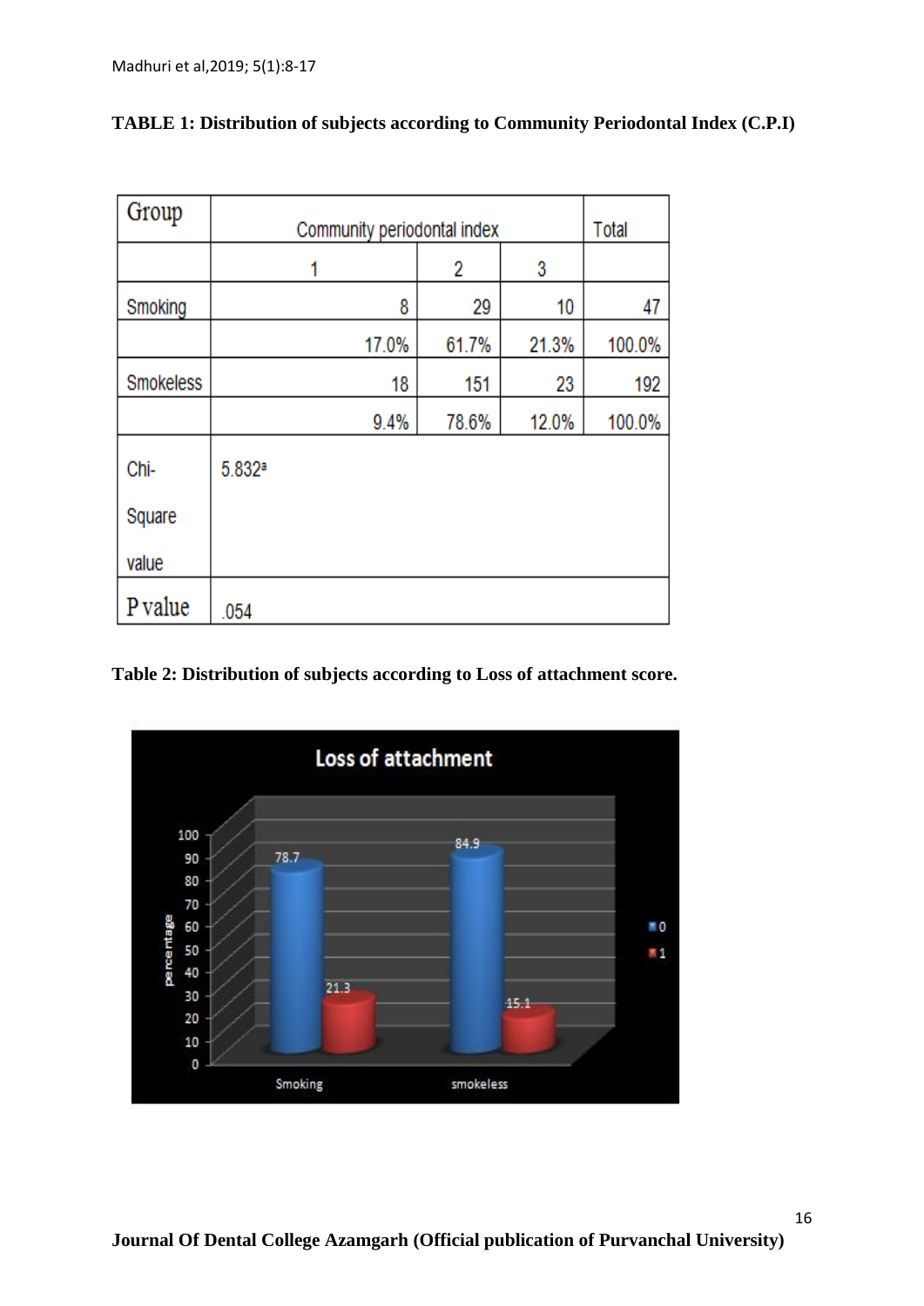**TABLE 1: Distribution of subjects according to Community Periodontal Index (C.P.I)**

| Group | Community periodontal index | | | Total |
|---|---|---|---|---|
| | 1 | 2 | 3 | |
| Smoking | 8 | 29 | 10 | 47 |
| | 17.0% | 61.7% | 21.3% | 100.0% |
| Smokeless | 18 | 151 | 23 | 192 |
| | 9.4% | 78.6% | 12.0% | 100.0% |
| Chi-Square value | 5.832[a] | | | |
| P value | .054 | | | |

**Table 2: Distribution of subjects according to Loss of attachment score.**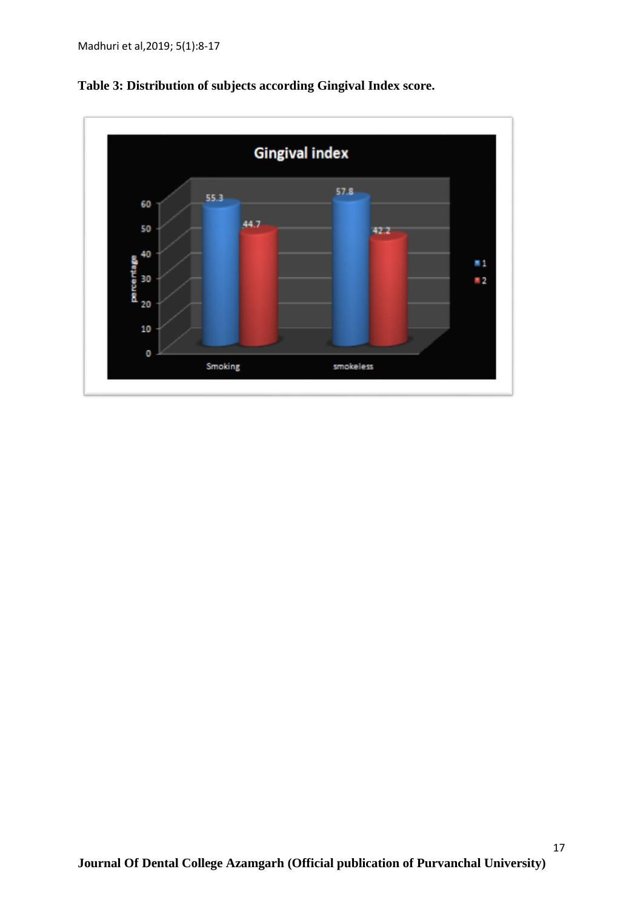**Table 3: Distribution of subjects according Gingival Index score.**

Gingival index

percentage

60
50
40
30
20
10
0

55.3
44.7
57.8
42.2

Smoking
smokeless

1
2